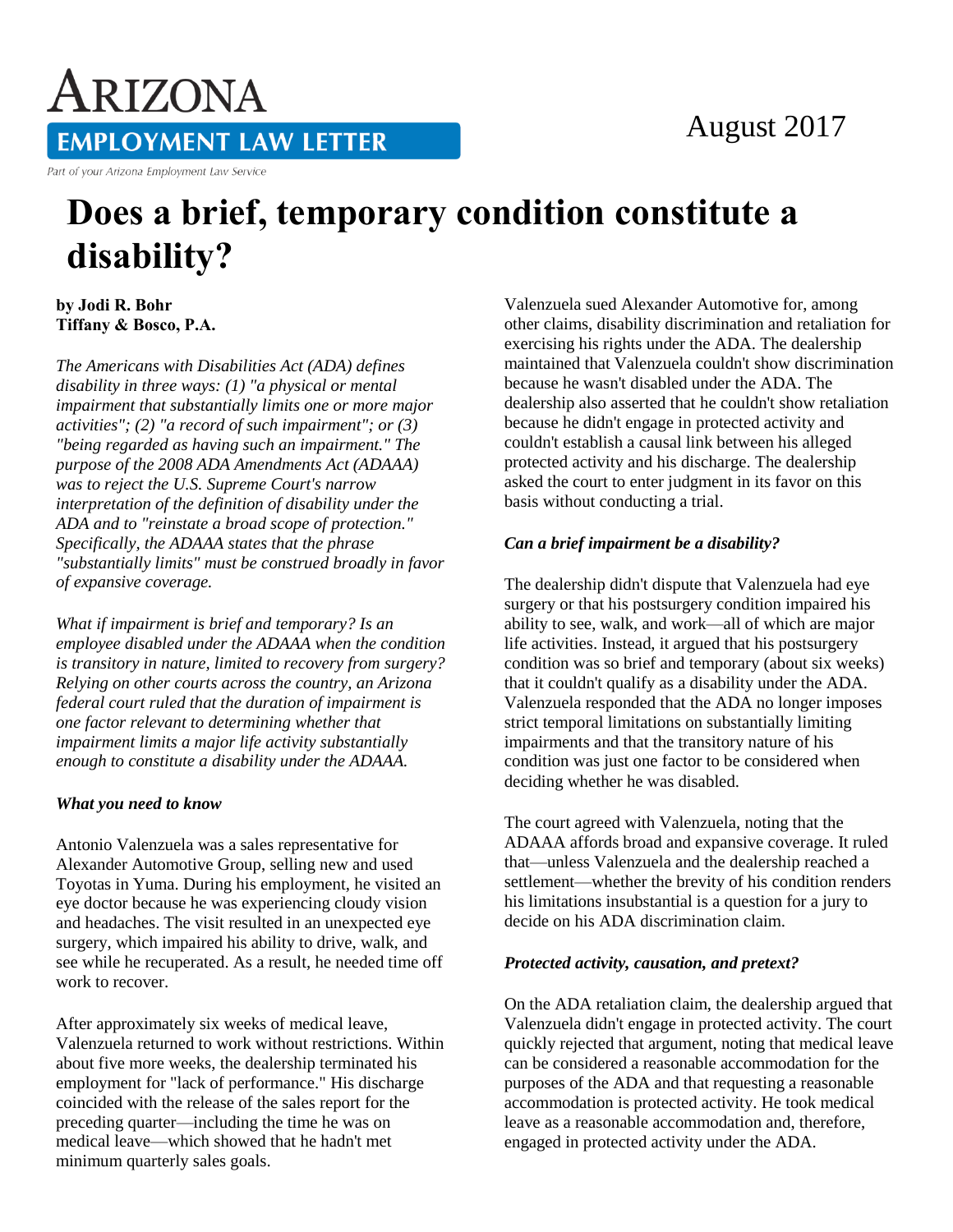# Arizona Employment Law Letter

August 2017

Part of your Arizona Employment Law Service

# Does a brief, temporary condition constitute a disability?

**by Jodi R. Bohr**
**Tiffany & Bosco, P.A.**

*The Americans with Disabilities Act (ADA) defines disability in three ways: (1) "a physical or mental impairment that substantially limits one or more major activities"; (2) "a record of such impairment"; or (3) "being regarded as having such an impairment." The purpose of the 2008 ADA Amendments Act (ADAAA) was to reject the U.S. Supreme Court's narrow interpretation of the definition of disability under the ADA and to "reinstate a broad scope of protection." Specifically, the ADAAA states that the phrase "substantially limits" must be construed broadly in favor of expansive coverage.*

*What if impairment is brief and temporary? Is an employee disabled under the ADAAA when the condition is transitory in nature, limited to recovery from surgery? Relying on other courts across the country, an Arizona federal court ruled that the duration of impairment is one factor relevant to determining whether that impairment limits a major life activity substantially enough to constitute a disability under the ADAAA.*

### *What you need to know*

Antonio Valenzuela was a sales representative for Alexander Automotive Group, selling new and used Toyotas in Yuma. During his employment, he visited an eye doctor because he was experiencing cloudy vision and headaches. The visit resulted in an unexpected eye surgery, which impaired his ability to drive, walk, and see while he recuperated. As a result, he needed time off work to recover.

After approximately six weeks of medical leave, Valenzuela returned to work without restrictions. Within about five more weeks, the dealership terminated his employment for "lack of performance." His discharge coincided with the release of the sales report for the preceding quarter—including the time he was on medical leave—which showed that he hadn't met minimum quarterly sales goals.

Valenzuela sued Alexander Automotive for, among other claims, disability discrimination and retaliation for exercising his rights under the ADA. The dealership maintained that Valenzuela couldn't show discrimination because he wasn't disabled under the ADA. The dealership also asserted that he couldn't show retaliation because he didn't engage in protected activity and couldn't establish a causal link between his alleged protected activity and his discharge. The dealership asked the court to enter judgment in its favor on this basis without conducting a trial.

### *Can a brief impairment be a disability?*

The dealership didn't dispute that Valenzuela had eye surgery or that his postsurgery condition impaired his ability to see, walk, and work—all of which are major life activities. Instead, it argued that his postsurgery condition was so brief and temporary (about six weeks) that it couldn't qualify as a disability under the ADA. Valenzuela responded that the ADA no longer imposes strict temporal limitations on substantially limiting impairments and that the transitory nature of his condition was just one factor to be considered when deciding whether he was disabled.

The court agreed with Valenzuela, noting that the ADAAA affords broad and expansive coverage. It ruled that—unless Valenzuela and the dealership reached a settlement—whether the brevity of his condition renders his limitations insubstantial is a question for a jury to decide on his ADA discrimination claim.

### *Protected activity, causation, and pretext?*

On the ADA retaliation claim, the dealership argued that Valenzuela didn't engage in protected activity. The court quickly rejected that argument, noting that medical leave can be considered a reasonable accommodation for the purposes of the ADA and that requesting a reasonable accommodation is protected activity. He took medical leave as a reasonable accommodation and, therefore, engaged in protected activity under the ADA.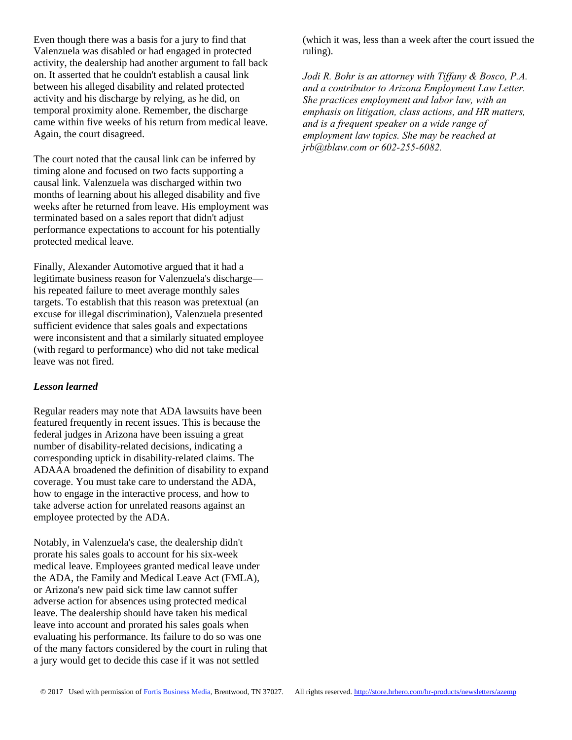Even though there was a basis for a jury to find that Valenzuela was disabled or had engaged in protected activity, the dealership had another argument to fall back on. It asserted that he couldn't establish a causal link between his alleged disability and related protected activity and his discharge by relying, as he did, on temporal proximity alone. Remember, the discharge came within five weeks of his return from medical leave. Again, the court disagreed.

The court noted that the causal link can be inferred by timing alone and focused on two facts supporting a causal link. Valenzuela was discharged within two months of learning about his alleged disability and five weeks after he returned from leave. His employment was terminated based on a sales report that didn't adjust performance expectations to account for his potentially protected medical leave.

Finally, Alexander Automotive argued that it had a legitimate business reason for Valenzuela's discharge—his repeated failure to meet average monthly sales targets. To establish that this reason was pretextual (an excuse for illegal discrimination), Valenzuela presented sufficient evidence that sales goals and expectations were inconsistent and that a similarly situated employee (with regard to performance) who did not take medical leave was not fired.

### *Lesson learned*

Regular readers may note that ADA lawsuits have been featured frequently in recent issues. This is because the federal judges in Arizona have been issuing a great number of disability-related decisions, indicating a corresponding uptick in disability-related claims. The ADAAA broadened the definition of disability to expand coverage. You must take care to understand the ADA, how to engage in the interactive process, and how to take adverse action for unrelated reasons against an employee protected by the ADA.

Notably, in Valenzuela's case, the dealership didn't prorate his sales goals to account for his six-week medical leave. Employees granted medical leave under the ADA, the Family and Medical Leave Act (FMLA), or Arizona's new paid sick time law cannot suffer adverse action for absences using protected medical leave. The dealership should have taken his medical leave into account and prorated his sales goals when evaluating his performance. Its failure to do so was one of the many factors considered by the court in ruling that a jury would get to decide this case if it was not settled (which it was, less than a week after the court issued the ruling).

*Jodi R. Bohr is an attorney with Tiffany & Bosco, P.A. and a contributor to Arizona Employment Law Letter. She practices employment and labor law, with an emphasis on litigation, class actions, and HR matters, and is a frequent speaker on a wide range of employment law topics. She may be reached at jrb@tblaw.com or 602-255-6082.*

© 2017 Used with permission of Fortis Business Media, Brentwood, TN 37027. All rights reserved. http://store.hrhero.com/hr-products/newsletters/azemp